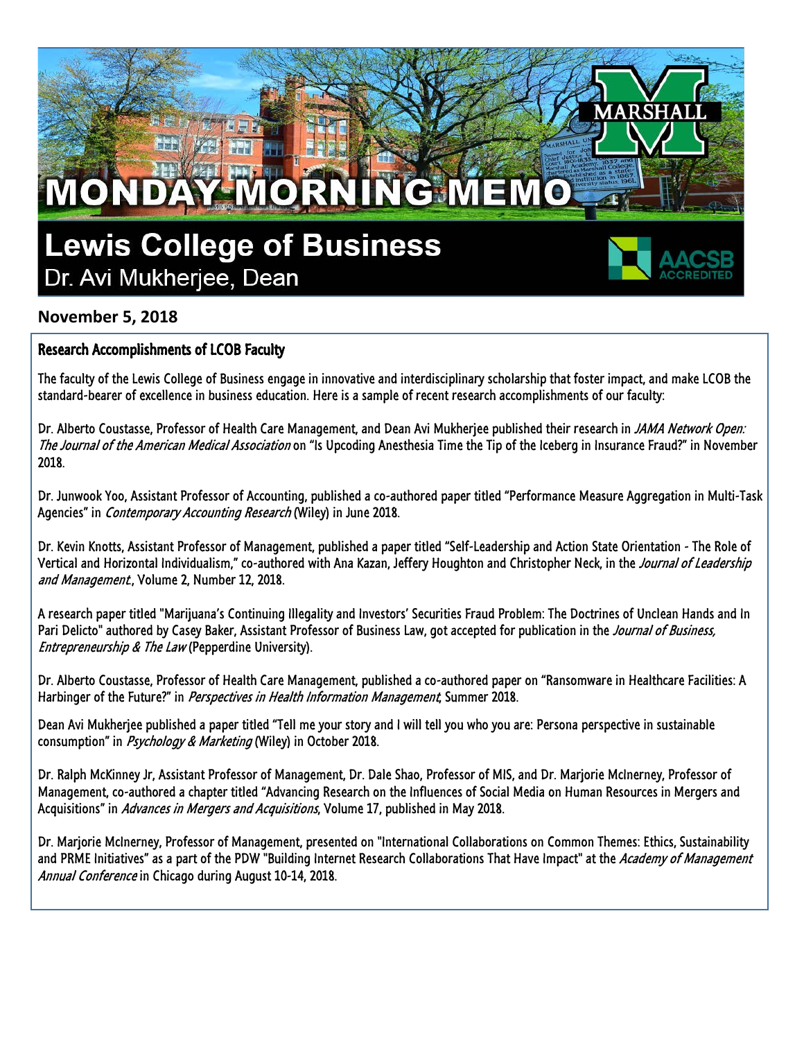# MONDAY MORNING MEMO

## Lewis College of Business

Dr. Avi Mukherjee, Dean

**November 5, 2018**

### Research Accomplishments of LCOB Faculty

The faculty of the Lewis College of Business engage in innovative and interdisciplinary scholarship that foster impact, and make LCOB the standard-bearer of excellence in business education. Here is a sample of recent research accomplishments of our faculty:

Dr. Alberto Coustasse, Professor of Health Care Management, and Dean Avi Mukherjee published their research in *JAMA Network Open: The Journal of the American Medical Association* on "Is Upcoding Anesthesia Time the Tip of the Iceberg in Insurance Fraud?" in November 2018.

Dr. Junwook Yoo, Assistant Professor of Accounting, published a co-authored paper titled "Performance Measure Aggregation in Multi-Task Agencies" in *Contemporary Accounting Research* (Wiley) in June 2018.

Dr. Kevin Knotts, Assistant Professor of Management, published a paper titled "Self-Leadership and Action State Orientation - The Role of Vertical and Horizontal Individualism," co-authored with Ana Kazan, Jeffery Houghton and Christopher Neck, in the *Journal of Leadership and Management*., Volume 2, Number 12, 2018.

A research paper titled "Marijuana's Continuing Illegality and Investors' Securities Fraud Problem: The Doctrines of Unclean Hands and In Pari Delicto" authored by Casey Baker, Assistant Professor of Business Law, got accepted for publication in the *Journal of Business, Entrepreneurship & The Law* (Pepperdine University).

Dr. Alberto Coustasse, Professor of Health Care Management, published a co-authored paper on "Ransomware in Healthcare Facilities: A Harbinger of the Future?" in *Perspectives in Health Information Management*, Summer 2018.

Dean Avi Mukherjee published a paper titled "Tell me your story and I will tell you who you are: Persona perspective in sustainable consumption" in *Psychology & Marketing* (Wiley) in October 2018.

Dr. Ralph McKinney Jr, Assistant Professor of Management, Dr. Dale Shao, Professor of MIS, and Dr. Marjorie McInerney, Professor of Management, co-authored a chapter titled "Advancing Research on the Influences of Social Media on Human Resources in Mergers and Acquisitions" in *Advances in Mergers and Acquisitions*, Volume 17, published in May 2018.

Dr. Marjorie McInerney, Professor of Management, presented on "International Collaborations on Common Themes: Ethics, Sustainability and PRME Initiatives" as a part of the PDW "Building Internet Research Collaborations That Have Impact" at the *Academy of Management Annual Conference* in Chicago during August 10-14, 2018.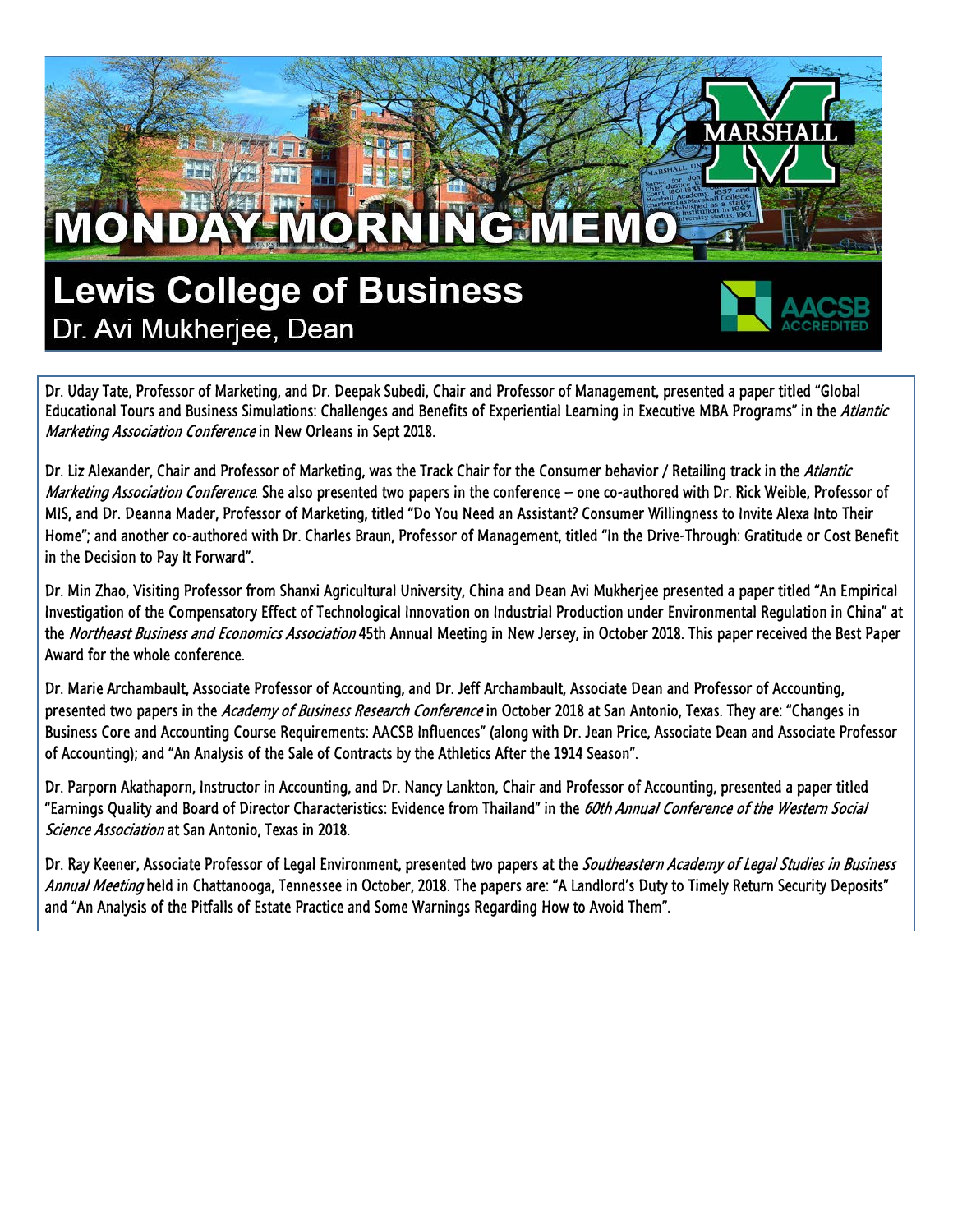# MONDAY MORNING MEMO

## Lewis College of Business

Dr. Avi Mukherjee, Dean

Dr. Uday Tate, Professor of Marketing, and Dr. Deepak Subedi, Chair and Professor of Management, presented a paper titled "Global Educational Tours and Business Simulations: Challenges and Benefits of Experiential Learning in Executive MBA Programs" in the *Atlantic Marketing Association Conference* in New Orleans in Sept 2018.

Dr. Liz Alexander, Chair and Professor of Marketing, was the Track Chair for the Consumer behavior / Retailing track in the *Atlantic Marketing Association Conference*. She also presented two papers in the conference – one co-authored with Dr. Rick Weible, Professor of MIS, and Dr. Deanna Mader, Professor of Marketing, titled "Do You Need an Assistant? Consumer Willingness to Invite Alexa Into Their Home"; and another co-authored with Dr. Charles Braun, Professor of Management, titled "In the Drive-Through: Gratitude or Cost Benefit in the Decision to Pay It Forward".

Dr. Min Zhao, Visiting Professor from Shanxi Agricultural University, China and Dean Avi Mukherjee presented a paper titled "An Empirical Investigation of the Compensatory Effect of Technological Innovation on Industrial Production under Environmental Regulation in China" at the *Northeast Business and Economics Association* 45th Annual Meeting in New Jersey, in October 2018. This paper received the Best Paper Award for the whole conference.

Dr. Marie Archambault, Associate Professor of Accounting, and Dr. Jeff Archambault, Associate Dean and Professor of Accounting, presented two papers in the *Academy of Business Research Conference* in October 2018 at San Antonio, Texas. They are: "Changes in Business Core and Accounting Course Requirements: AACSB Influences" (along with Dr. Jean Price, Associate Dean and Associate Professor of Accounting); and "An Analysis of the Sale of Contracts by the Athletics After the 1914 Season".

Dr. Parporn Akathaporn, Instructor in Accounting, and Dr. Nancy Lankton, Chair and Professor of Accounting, presented a paper titled "Earnings Quality and Board of Director Characteristics: Evidence from Thailand" in the *60th Annual Conference of the Western Social Science Association* at San Antonio, Texas in 2018.

Dr. Ray Keener, Associate Professor of Legal Environment, presented two papers at the *Southeastern Academy of Legal Studies in Business Annual Meeting* held in Chattanooga, Tennessee in October, 2018. The papers are: "A Landlord's Duty to Timely Return Security Deposits" and "An Analysis of the Pitfalls of Estate Practice and Some Warnings Regarding How to Avoid Them".